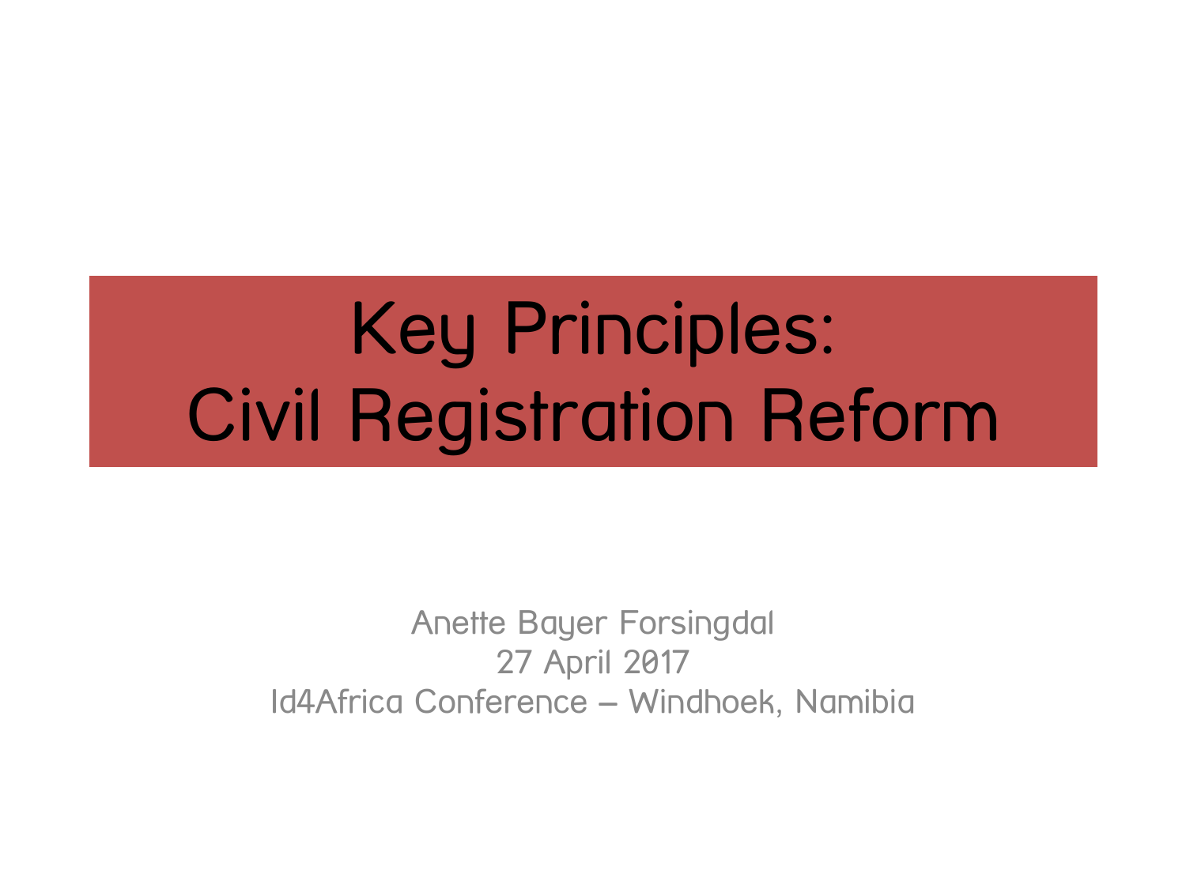# Key Principles: Civil Registration Reform

Anette Bayer Forsingdal

27 April 2017

Id4Africa Conference – Windhoek, Namibia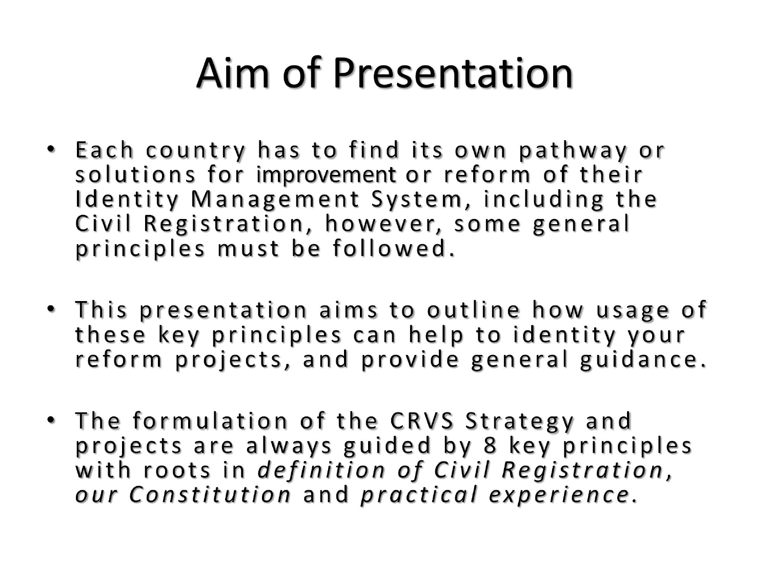# Aim of Presentation

- Each country has to find its own pathway or solutions for improvement or reform of their Identity Management System, including the Civil Registration, however, some general principles must be followed.

- This presentation aims to outline how usage of these key principles can help to identity your reform projects, and provide general guidance.

- The formulation of the CRVS Strategy and projects are always guided by 8 key principles with roots in *definition of Civil Registration, our Constitution* and *practical experience*.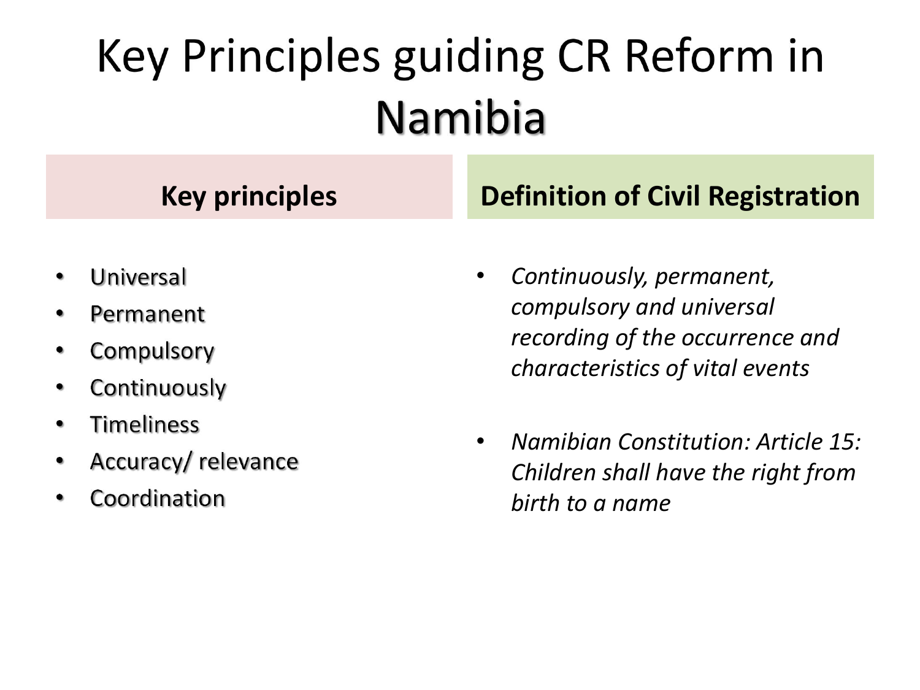# Key Principles guiding CR Reform in Namibia

## Key principles

- Universal
- Permanent
- Compulsory
- Continuously
- Timeliness
- Accuracy/ relevance
- Coordination

## Definition of Civil Registration

- *Continuously, permanent, compulsory and universal recording of the occurrence and characteristics of vital events*
- *Namibian Constitution: Article 15: Children shall have the right from birth to a name*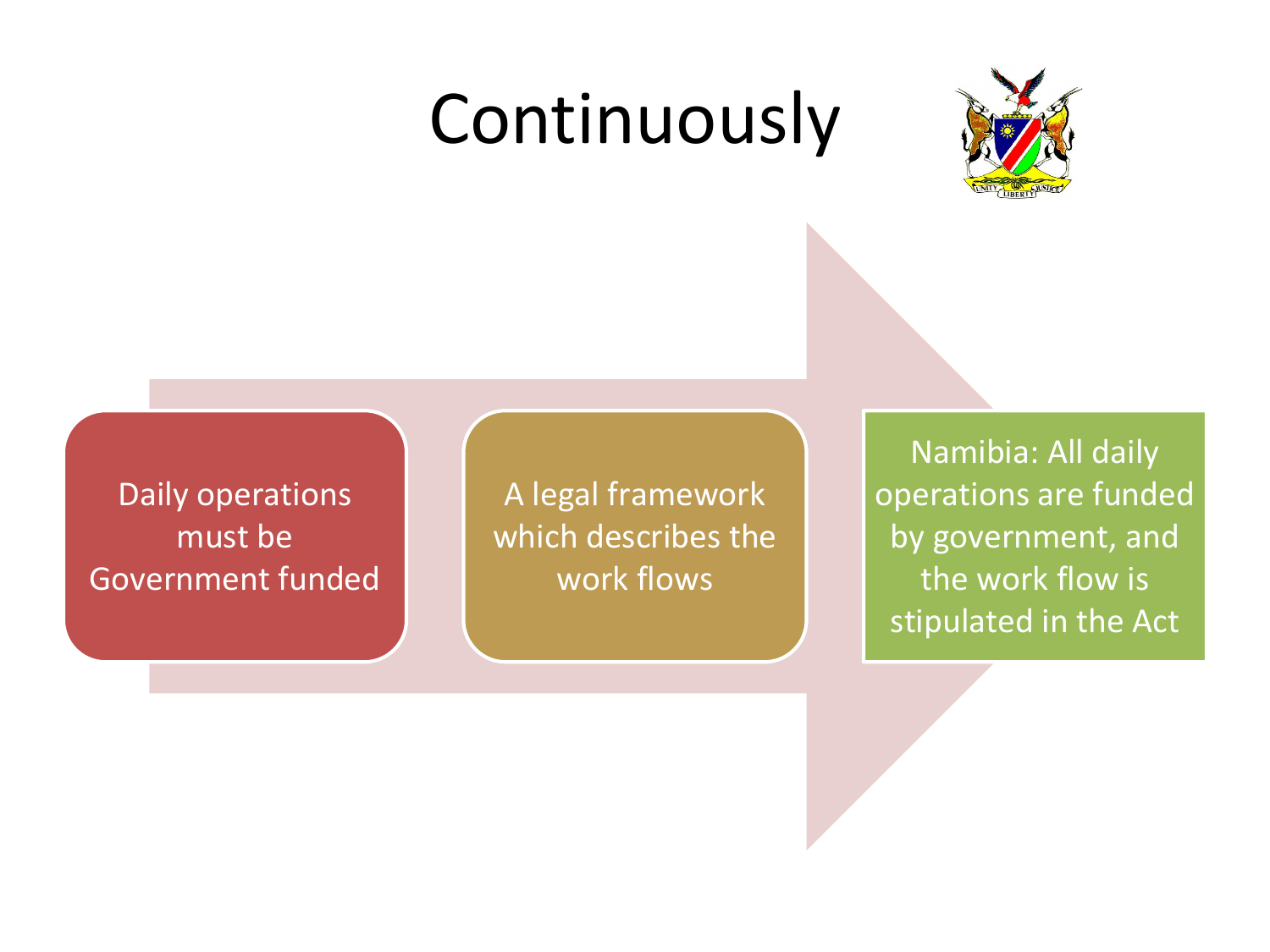# Continuously

- Daily operations must be Government funded
- A legal framework which describes the work flows
- Namibia: All daily operations are funded by government, and the work flow is stipulated in the Act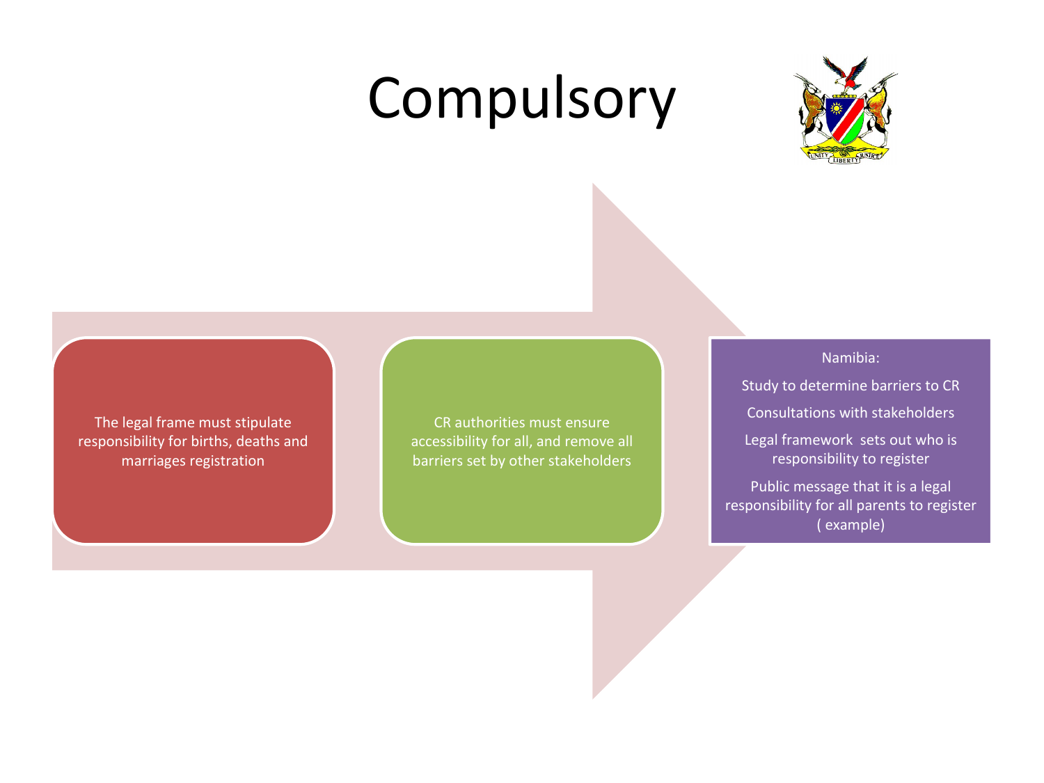# Compulsory

The legal frame must stipulate responsibility for births, deaths and marriages registration

CR authorities must ensure accessibility for all, and remove all barriers set by other stakeholders

Namibia:

- Study to determine barriers to CR
- Consultations with stakeholders
- Legal framework sets out who is responsibility to register
- Public message that it is a legal responsibility for all parents to register ( example)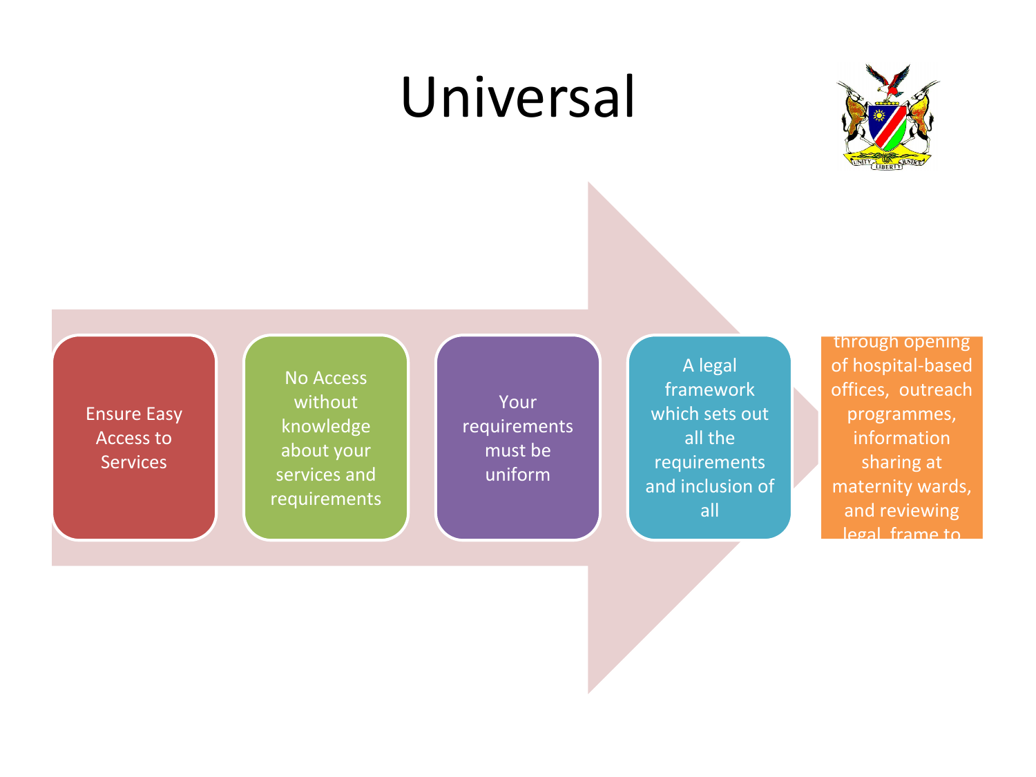# Universal

- Ensure Easy Access to Services
- No Access without knowledge about your services and requirements
- Your requirements must be uniform
- A legal framework which sets out all the requirements and inclusion of all
- through opening of hospital-based offices, outreach programmes, information sharing at maternity wards, and reviewing legal frame to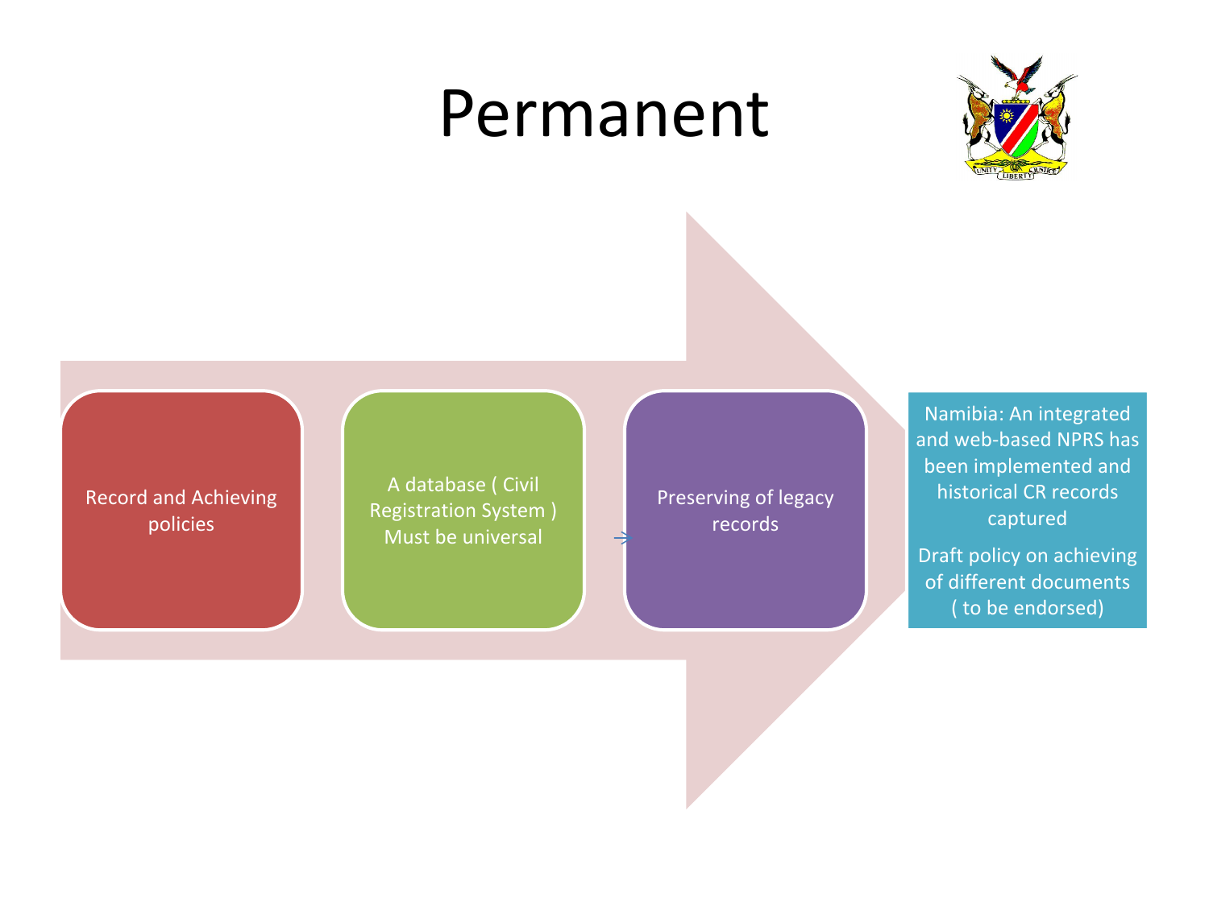# Permanent

- Record and Achieving policies
- A database ( Civil Registration System ) Must be universal
- Preserving of legacy records

Namibia: An integrated and web-based NPRS has been implemented and historical CR records captured

Draft policy on achieving of different documents ( to be endorsed)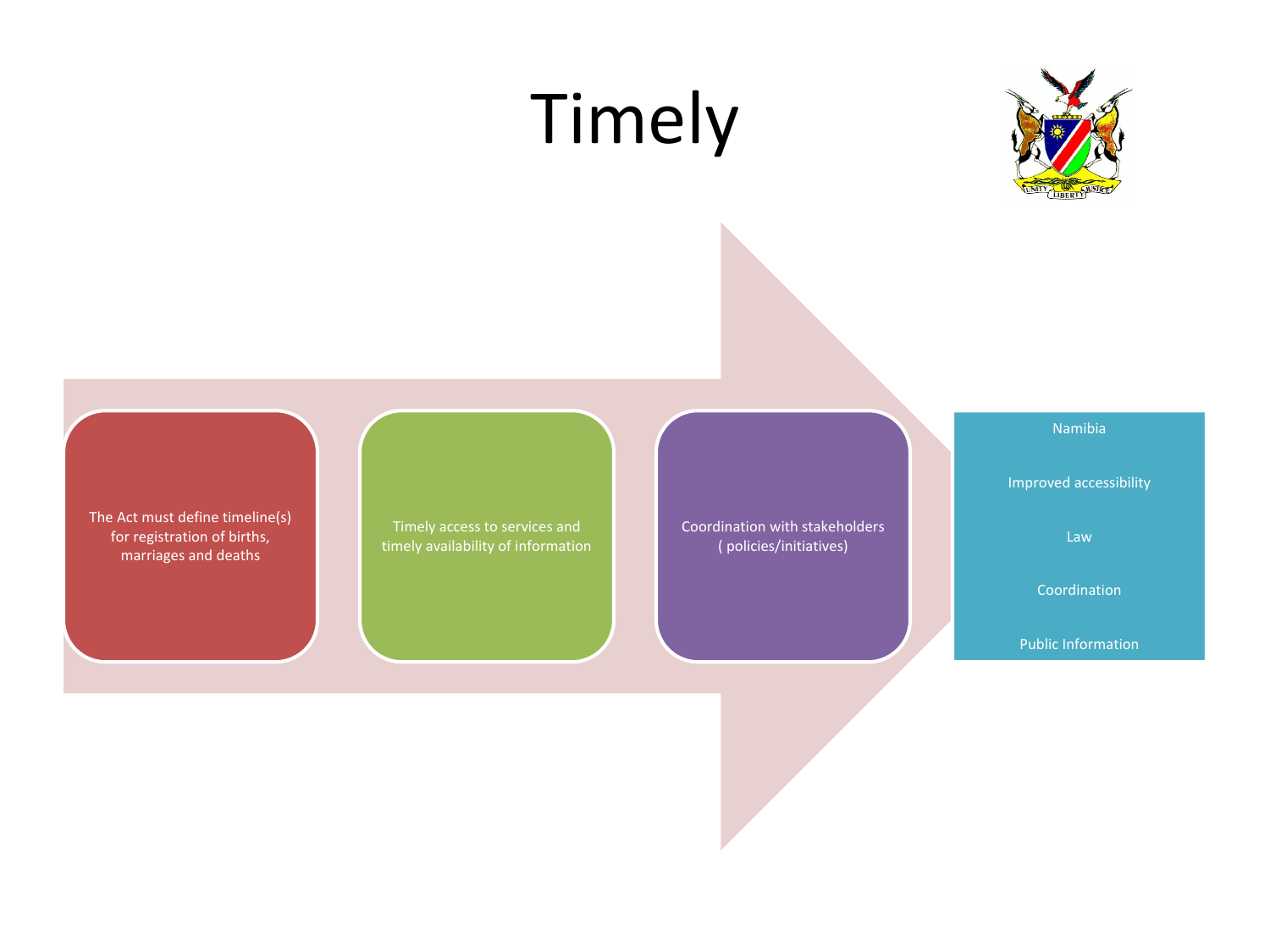# Timely

- The Act must define timeline(s) for registration of births, marriages and deaths
- Timely access to services and timely availability of information
- Coordination with stakeholders ( policies/initiatives)

Namibia

Improved accessibility

Law

Coordination

Public Information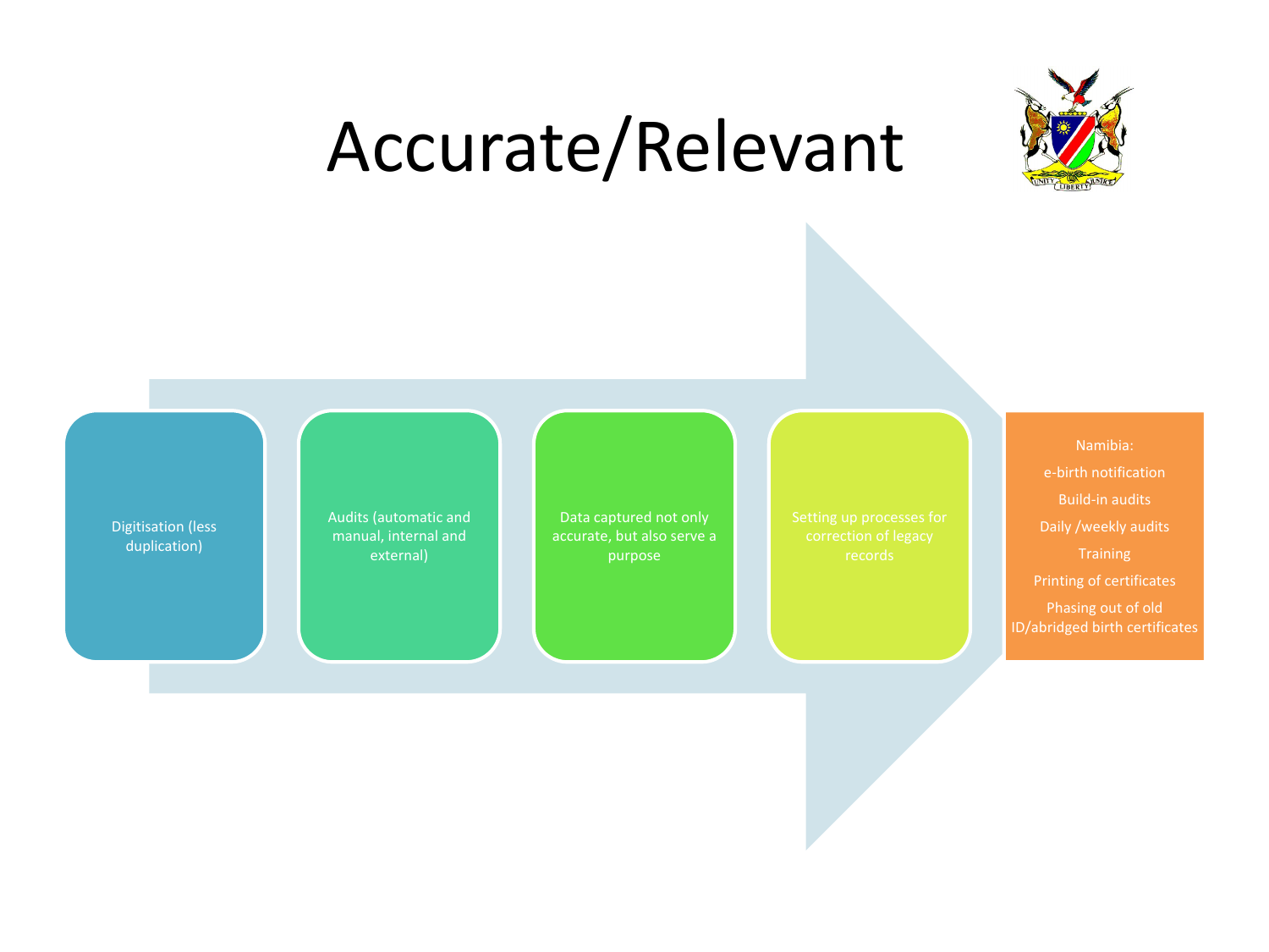# Accurate/Relevant

- Digitisation (less duplication)
- Audits (automatic and manual, internal and external)
- Data captured not only accurate, but also serve a purpose
- Setting up processes for correction of legacy records

Namibia:

- e-birth notification
- Build-in audits
- Daily /weekly audits
- Training
- Printing of certificates
- Phasing out of old ID/abridged birth certificates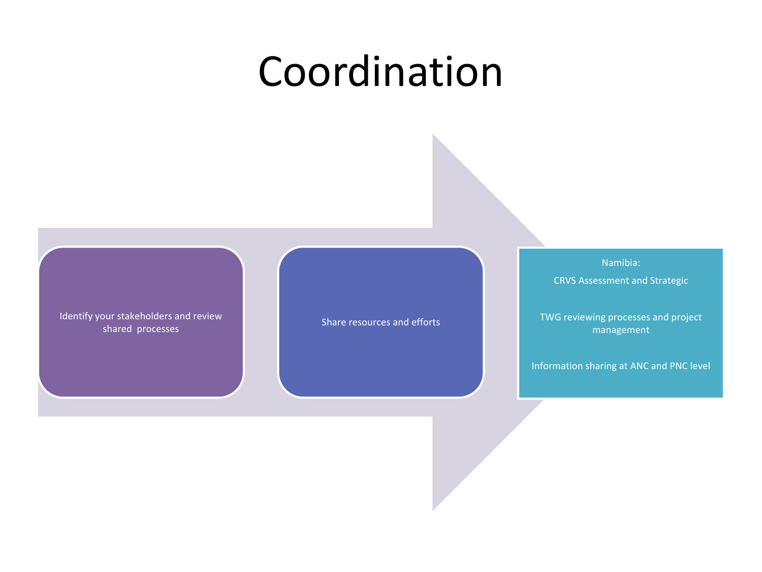# Coordination

- Identify your stakeholders and review shared processes
- Share resources and efforts
- Namibia:
  - CRVS Assessment and Strategic
  - TWG reviewing processes and project management
  - Information sharing at ANC and PNC level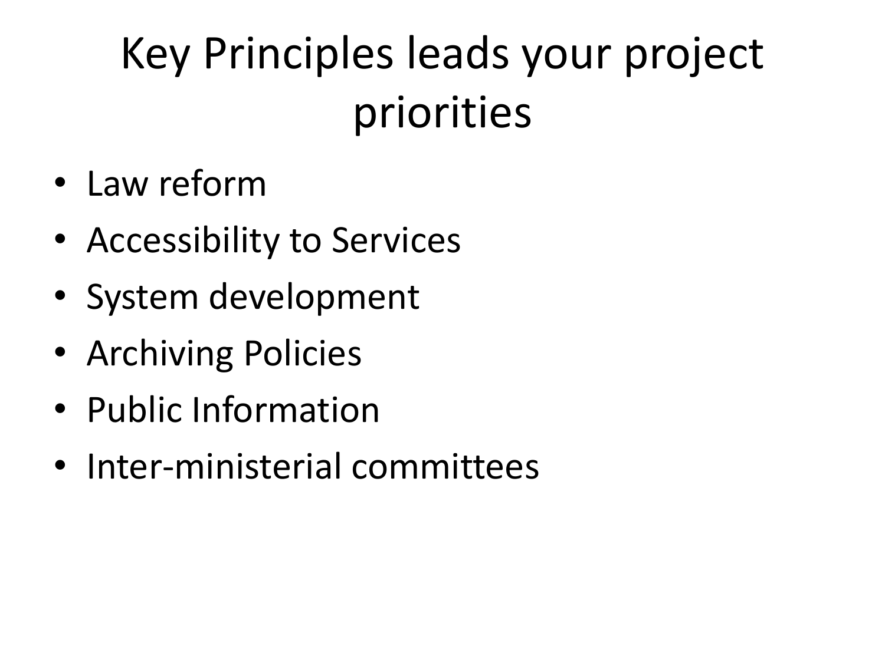# Key Principles leads your project priorities

- Law reform
- Accessibility to Services
- System development
- Archiving Policies
- Public Information
- Inter-ministerial committees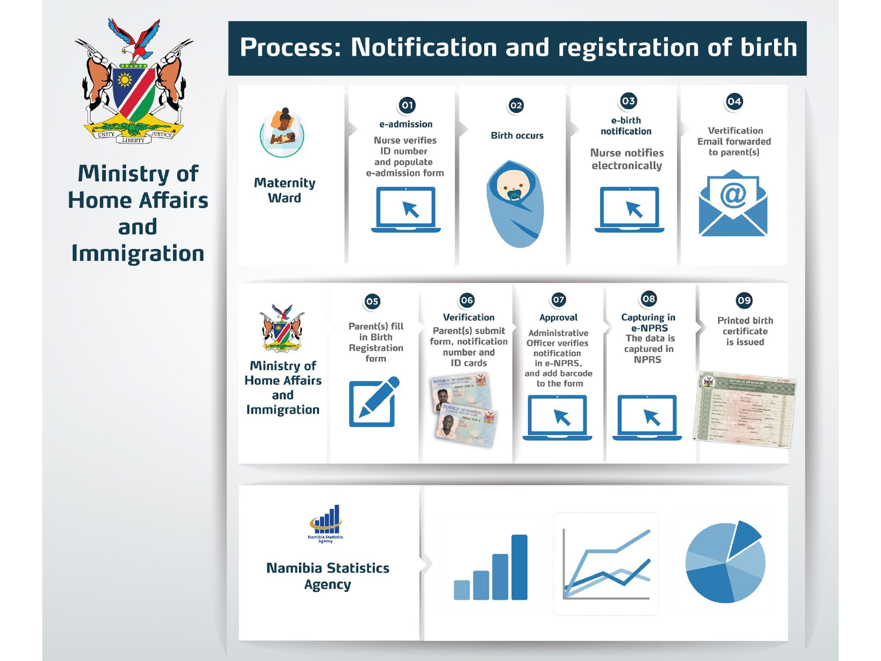# Process: Notification and registration of birth

**Ministry of Home Affairs and Immigration**

## Maternity Ward

**01 e-admission**
Nurse verifies ID number and populate e-admission form

**02 Birth occurs**

**03 e-birth notification**
Nurse notifies electronically

**04 Verification Email forwarded to parent(s)**

## Ministry of Home Affairs and Immigration

**05** Parent(s) fill in Birth Registration form

**06 Verification**
Parent(s) submit form, notification number and ID cards

**07 Approval**
Administrative Officer verifies notification in e-NPRS, and add barcode to the form

**08 Capturing in e-NPRS**
The data is captured in NPRS

**09** Printed birth certificate is issued

## Namibia Statistics Agency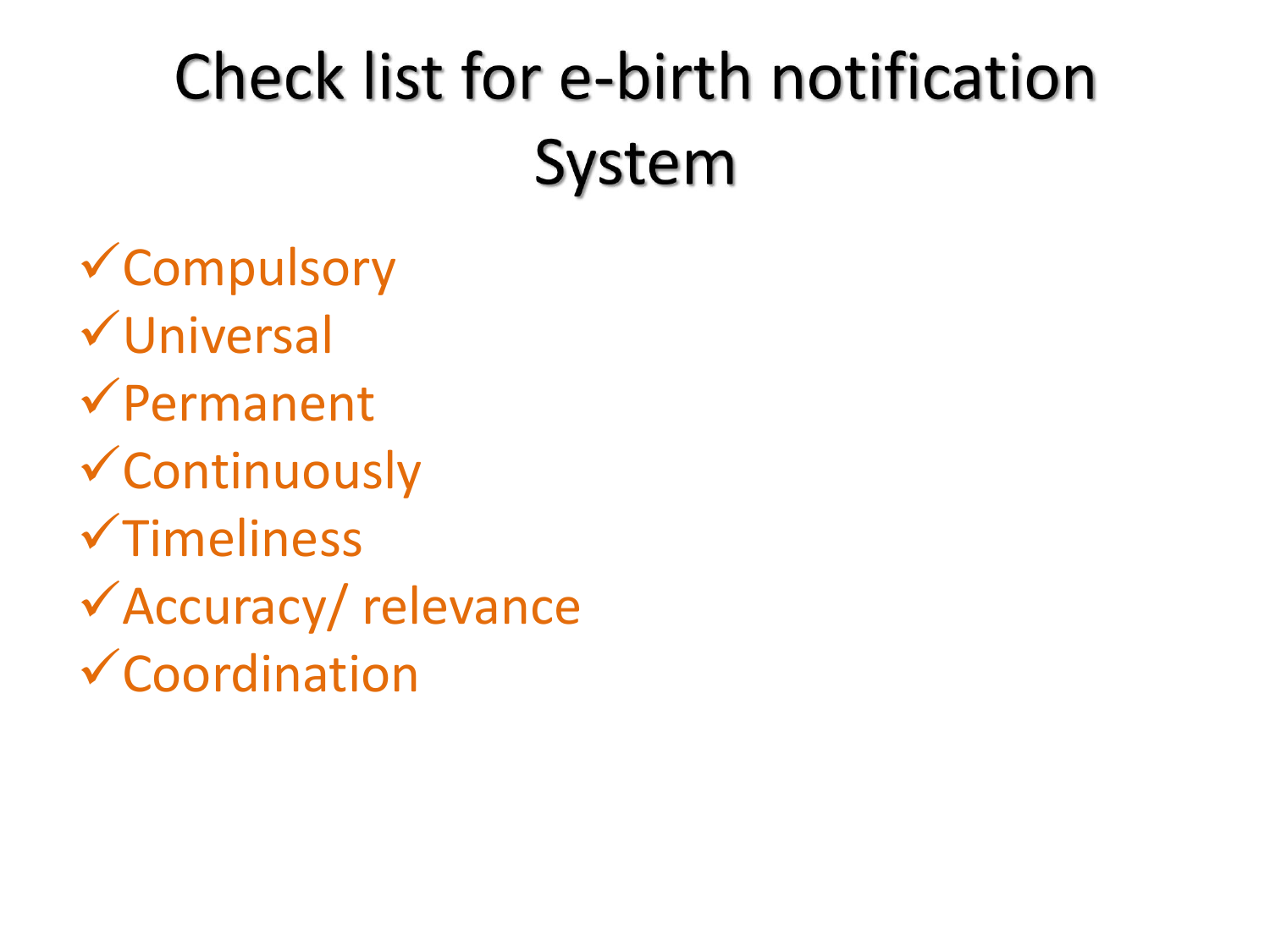# Check list for e-birth notification System

- ✓Compulsory
- ✓Universal
- ✓Permanent
- ✓Continuously
- ✓Timeliness
- ✓Accuracy/ relevance
- ✓Coordination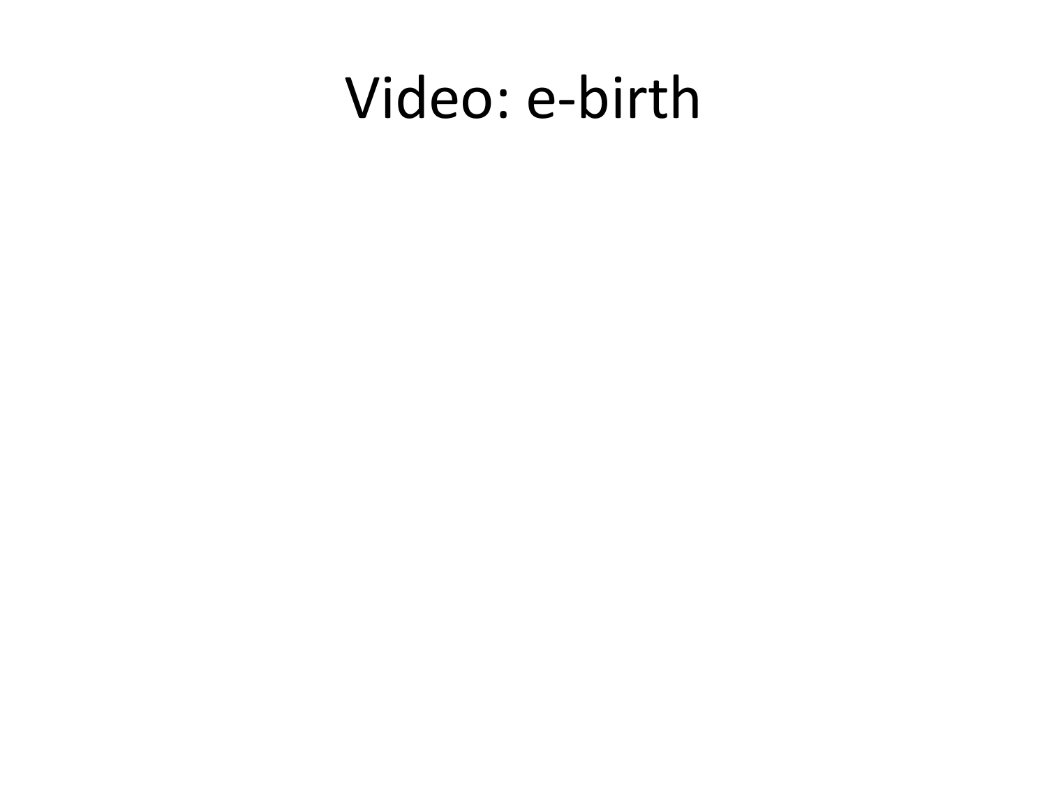# Video: e-birth